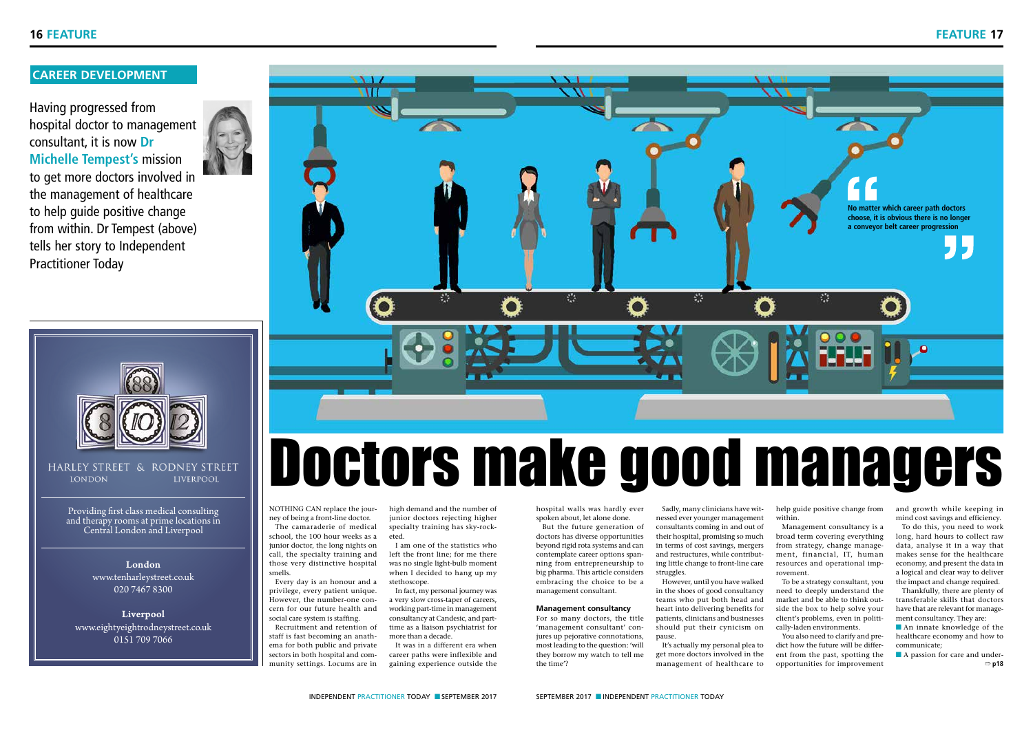CAREER DEVELOPMENT

# Doctors make good managers

Having progressed from hospital doctor to management consultant, it is now **Dr Michelle Tempest's** mission to get more doctors involved in the management of healthcare to help guide positive change from within. Dr Tempest (above) tells her story to Independent Practitioner Today

> No matter which career path doctors choose, it is obvious there is no longer a conveyor belt career progression

NOTHING CAN replace the journey of being a front-line doctor.

The camaraderie of medical school, the 100 hour weeks as a junior doctor, the long nights on call, the specialty training and those very distinctive hospital smells.

Every day is an honour and a privilege, every patient unique. However, the number-one concern for our future health and social care system is staffing.

Recruitment and retention of staff is fast becoming an anathema for both public and private sectors in both hospital and community settings. Locums are in high demand and the number of junior doctors rejecting higher specialty training has sky-rocketed.

I am one of the statistics who left the front line; for me there was no single light-bulb moment when I decided to hang up my stethoscope.

In fact, my personal journey was a very slow cross-taper of careers, working part-time in management consultancy at Candesic, and part-time as a liaison psychiatrist for more than a decade.

It was in a different era when career paths were inflexible and gaining experience outside the hospital walls was hardly ever spoken about, let alone done.

But the future generation of doctors has diverse opportunities beyond rigid rota systems and can contemplate career options spanning from entrepreneurship to big pharma. This article considers embracing the choice to be a management consultant.

### Management consultancy

For so many doctors, the title 'management consultant' conjures up pejorative connotations, most leading to the question: 'will they borrow my watch to tell me the time'?

Sadly, many clinicians have witnessed ever younger management consultants coming in and out of their hospital, promising so much in terms of cost savings, mergers and restructures, while contributing little change to front-line care struggles.

However, until you have walked in the shoes of good consultancy teams who put both head and heart into delivering benefits for patients, clinicians and businesses should put their cynicism on pause.

It's actually my personal plea to get more doctors involved in the management of healthcare to help guide positive change from within.

Management consultancy is a broad term covering everything from strategy, change management, financial, IT, human resources and operational improvement.

To be a strategy consultant, you need to deeply understand the market and be able to think outside the box to help solve your client's problems, even in politically-laden environments.

You also need to clarify and predict how the future will be different from the past, spotting the opportunities for improvement and growth while keeping in mind cost savings and efficiency.

To do this, you need to work long, hard hours to collect raw data, analyse it in a way that makes sense for the healthcare economy, and present the data in a logical and clear way to deliver the impact and change required.

Thankfully, there are plenty of transferable skills that doctors have that are relevant for management consultancy. They are:

- An innate knowledge of the healthcare economy and how to communicate;
- A passion for care and under-

⇨ p18

HARLEY STREET & RODNEY STREET
LONDON LIVERPOOL

Providing first class medical consulting and therapy rooms at prime locations in Central London and Liverpool

**London**
www.tenharleystreet.co.uk
020 7467 8300

**Liverpool**
www.eightyeightrodneystreet.co.uk
0151 709 7066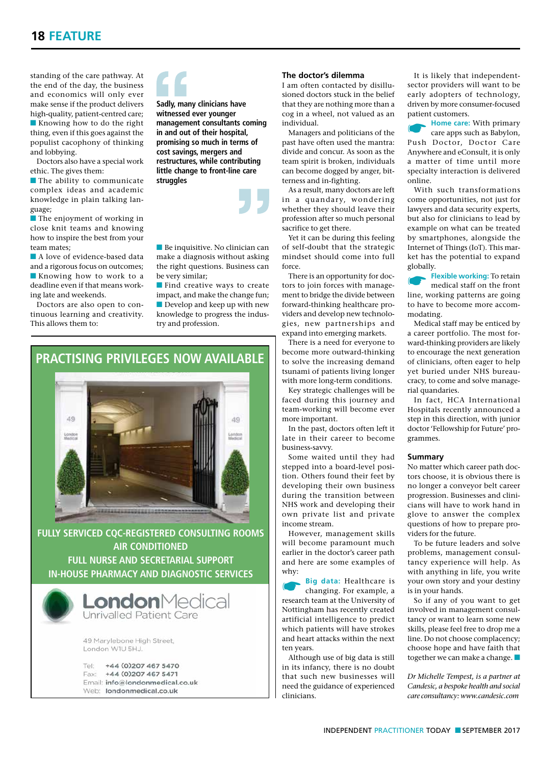standing of the care pathway. At the end of the day, the business and economics will only ever make sense if the product delivers high-quality, patient-centred care;

- Knowing how to do the right thing, even if this goes against the populist cacophony of thinking and lobbying.

Doctors also have a special work ethic. The gives them:

- The ability to communicate complex ideas and academic knowledge in plain talking language;
- The enjoyment of working in close knit teams and knowing how to inspire the best from your team mates;
- A love of evidence-based data and a rigorous focus on outcomes;
- Knowing how to work to a deadline even if that means working late and weekends.

Doctors are also open to continuous learning and creativity. This allows them to:

> **Sadly, many clinicians have witnessed ever younger management consultants coming in and out of their hospital, promising so much in terms of cost savings, mergers and restructures, while contributing little change to front-line care struggles**

- Be inquisitive. No clinician can make a diagnosis without asking the right questions. Business can be very similar;
- Find creative ways to create impact, and make the change fun;
- Develop and keep up with new knowledge to progress the industry and profession.

### The doctor's dilemma

I am often contacted by disillusioned doctors stuck in the belief that they are nothing more than a cog in a wheel, not valued as an individual.

Managers and politicians of the past have often used the mantra: divide and concur. As soon as the team spirit is broken, individuals can become dogged by anger, bitterness and in-fighting.

As a result, many doctors are left in a quandary, wondering whether they should leave their profession after so much personal sacrifice to get there.

Yet it can be during this feeling of self-doubt that the strategic mindset should come into full force.

There is an opportunity for doctors to join forces with management to bridge the divide between forward-thinking healthcare providers and develop new technologies, new partnerships and expand into emerging markets.

There is a need for everyone to become more outward-thinking to solve the increasing demand tsunami of patients living longer with more long-term conditions.

Key strategic challenges will be faced during this journey and team-working will become ever more important.

In the past, doctors often left it late in their career to become business-savvy.

Some waited until they had stepped into a board-level position. Others found their feet by developing their own business during the transition between NHS work and developing their own private list and private income stream.

However, management skills will become paramount much earlier in the doctor's career path and here are some examples of why:

**Big data:** Healthcare is changing. For example, a research team at the University of Nottingham has recently created artificial intelligence to predict which patients will have strokes and heart attacks within the next ten years.

Although use of big data is still in its infancy, there is no doubt that such new businesses will need the guidance of experienced clinicians.

It is likely that independent-sector providers will want to be early adopters of technology, driven by more consumer-focused patient customers.

**Home care:** With primary care apps such as Babylon, Push Doctor, Doctor Care Anywhere and eConsult, it is only a matter of time until more specialty interaction is delivered online.

With such transformations come opportunities, not just for lawyers and data security experts, but also for clinicians to lead by example on what can be treated by smartphones, alongside the Internet of Things (IoT). This market has the potential to expand globally.

**Flexible working:** To retain medical staff on the front line, working patterns are going to have to become more accommodating.

Medical staff may be enticed by a career portfolio. The most forward-thinking providers are likely to encourage the next generation of clinicians, often eager to help yet buried under NHS bureaucracy, to come and solve managerial quandaries.

In fact, HCA International Hospitals recently announced a step in this direction, with junior doctor 'Fellowship for Future' programmes.

### Summary

No matter which career path doctors choose, it is obvious there is no longer a conveyor belt career progression. Businesses and clinicians will have to work hand in glove to answer the complex questions of how to prepare providers for the future.

To be future leaders and solve problems, management consultancy experience will help. As with anything in life, you write your own story and your destiny is in your hands.

So if any of you want to get involved in management consultancy or want to learn some new skills, please feel free to drop me a line. Do not choose complacency; choose hope and have faith that together we can make a change. ■

*Dr Michelle Tempest, is a partner at Candesic, a bespoke health and social care consultancy: www.candesic.com*

---

**PRACTISING PRIVILEGES NOW AVAILABLE**

FULLY SERVICED CQC-REGISTERED CONSULTING ROOMS
AIR CONDITIONED
FULL NURSE AND SECRETARIAL SUPPORT
IN-HOUSE PHARMACY AND DIAGNOSTIC SERVICES

**LondonMedical**
Unrivalled Patient Care

49 Marylebone High Street,
London W1U 5HJ.

Tel: +44 (0)207 467 5470
Fax: +44 (0)207 467 5471
Email: info@londonmedical.co.uk
Web: londonmedical.co.uk